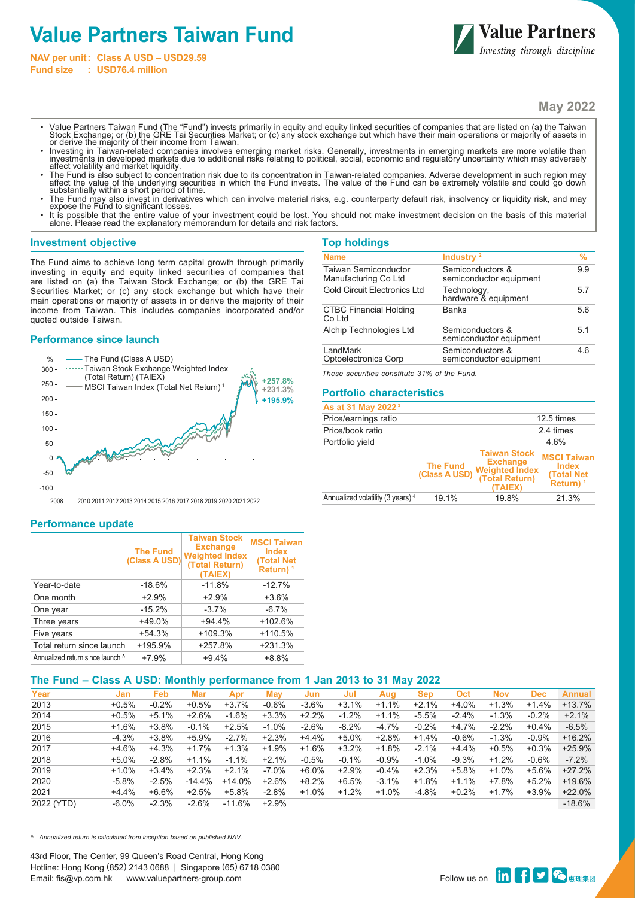# Value Partners Taiwan Fund

**NAV per unit : Class A USD – USD29.59**
**Fund size : USD76.4 million**

Value Partners
*Investing through discipline*

**May 2022**

- Value Partners Taiwan Fund (The "Fund") invests primarily in equity and equity linked securities of companies that are listed on (a) the Taiwan Stock Exchange; or (b) the GRE Tai Securities Market; or (c) any stock exchange but which have their main operations or majority of assets in or derive the majority of their income from Taiwan.
- Investing in Taiwan-related companies involves emerging market risks. Generally, investments in emerging markets are more volatile than investments in developed markets due to additional risks relating to political, social, economic and regulatory uncertainty which may adversely affect volatility and market liquidity.
- The Fund is also subject to concentration risk due to its concentration in Taiwan-related companies. Adverse development in such region may affect the value of the underlying securities in which the Fund invests. The value of the Fund can be extremely volatile and could go down substantially within a short period of time.
- The Fund may also invest in derivatives which can involve material risks, e.g. counterparty default risk, insolvency or liquidity risk, and may expose the Fund to significant losses.
- It is possible that the entire value of your investment could be lost. You should not make investment decision on the basis of this material alone. Please read the explanatory memorandum for details and risk factors.

## Investment objective

The Fund aims to achieve long term capital growth through primarily investing in equity and equity linked securities of companies that are listed on (a) the Taiwan Stock Exchange; or (b) the GRE Tai Securities Market; or (c) any stock exchange but which have their main operations or majority of assets in or derive the majority of their income from Taiwan. This includes companies incorporated and/or quoted outside Taiwan.

## Performance since launch

%

- The Fund (Class A USD)
- Taiwan Stock Exchange Weighted Index (Total Return) (TAIEX)
- MSCI Taiwan Index (Total Net Return) [1]

+257.8%
+231.3%
+195.9%

2008 2010 2011 2012 2013 2014 2015 2016 2017 2018 2019 2020 2021 2022

## Performance update

| | The Fund (Class A USD) | Taiwan Stock Exchange Weighted Index (Total Return) (TAIEX) | MSCI Taiwan Index (Total Net Return) [1] |
|---|---|---|---|
| Year-to-date | -18.6% | -11.8% | -12.7% |
| One month | +2.9% | +2.9% | +3.6% |
| One year | -15.2% | -3.7% | -6.7% |
| Three years | +49.0% | +94.4% | +102.6% |
| Five years | +54.3% | +109.3% | +110.5% |
| Total return since launch | +195.9% | +257.8% | +231.3% |
| Annualized return since launch ^ | +7.9% | +9.4% | +8.8% |

## Top holdings

| Name | Industry [2] | % |
|---|---|---|
| Taiwan Semiconductor Manufacturing Co Ltd | Semiconductors & semiconductor equipment | 9.9 |
| Gold Circuit Electronics Ltd | Technology, hardware & equipment | 5.7 |
| CTBC Financial Holding Co Ltd | Banks | 5.6 |
| Alchip Technologies Ltd | Semiconductors & semiconductor equipment | 5.1 |
| LandMark Optoelectronics Corp | Semiconductors & semiconductor equipment | 4.6 |

*These securities constitute 31% of the Fund.*

## Portfolio characteristics

| As at 31 May 2022 [3] | | | |
|---|---|---|---|
| Price/earnings ratio | 12.5 times | | |
| Price/book ratio | 2.4 times | | |
| Portfolio yield | 4.6% | | |
| | The Fund (Class A USD) | Taiwan Stock Exchange Weighted Index (Total Return) (TAIEX) | MSCI Taiwan Index (Total Net Return) [1] |
| Annualized volatility (3 years) [4] | 19.1% | 19.8% | 21.3% |

## The Fund – Class A USD: Monthly performance from 1 Jan 2013 to 31 May 2022

| Year | Jan | Feb | Mar | Apr | May | Jun | Jul | Aug | Sep | Oct | Nov | Dec | Annual |
|---|---|---|---|---|---|---|---|---|---|---|---|---|---|
| 2013 | +0.5% | -0.2% | +0.5% | +3.7% | -0.6% | -3.6% | +3.1% | +1.1% | +2.1% | +4.0% | +1.3% | +1.4% | +13.7% |
| 2014 | +0.5% | +5.1% | +2.6% | -1.6% | +3.3% | +2.2% | -1.2% | +1.1% | -5.5% | -2.4% | -1.3% | -0.2% | +2.1% |
| 2015 | +1.6% | +3.8% | -0.1% | +2.5% | -1.0% | -2.6% | -8.2% | -4.7% | -0.2% | +4.7% | -2.2% | +0.4% | -6.5% |
| 2016 | -4.3% | +3.8% | +5.9% | -2.7% | +2.3% | +4.4% | +5.0% | +2.8% | +1.4% | -0.6% | -1.3% | -0.9% | +16.2% |
| 2017 | +4.6% | +4.3% | +1.7% | +1.3% | +1.9% | +1.6% | +3.2% | +1.8% | -2.1% | +4.4% | +0.5% | +0.3% | +25.9% |
| 2018 | +5.0% | -2.8% | +1.1% | -1.1% | +2.1% | -0.5% | -0.1% | -0.9% | -1.0% | -9.3% | +1.2% | -0.6% | -7.2% |
| 2019 | +1.0% | +3.4% | +2.3% | +2.1% | -7.0% | +6.0% | +2.9% | -0.4% | +2.3% | +5.8% | +1.0% | +5.6% | +27.2% |
| 2020 | -5.8% | -2.5% | -14.4% | +14.0% | +2.6% | +8.2% | +6.5% | -3.1% | +1.8% | +1.1% | +7.8% | +5.2% | +19.6% |
| 2021 | +4.4% | +6.6% | +2.5% | +5.8% | -2.8% | +1.0% | +1.2% | +1.0% | -4.8% | +0.2% | +1.7% | +3.9% | +22.0% |
| 2022 (YTD) | -6.0% | -2.3% | -2.6% | -11.6% | +2.9% | | | | | | | | -18.6% |

^ *Annualized return is calculated from inception based on published NAV.*

43rd Floor, The Center, 99 Queen's Road Central, Hong Kong
Hotline: Hong Kong (852) 2143 0688 | Singapore (65) 6718 0380
Email: fis@vp.com.hk www.valuepartners-group.com

Follow us on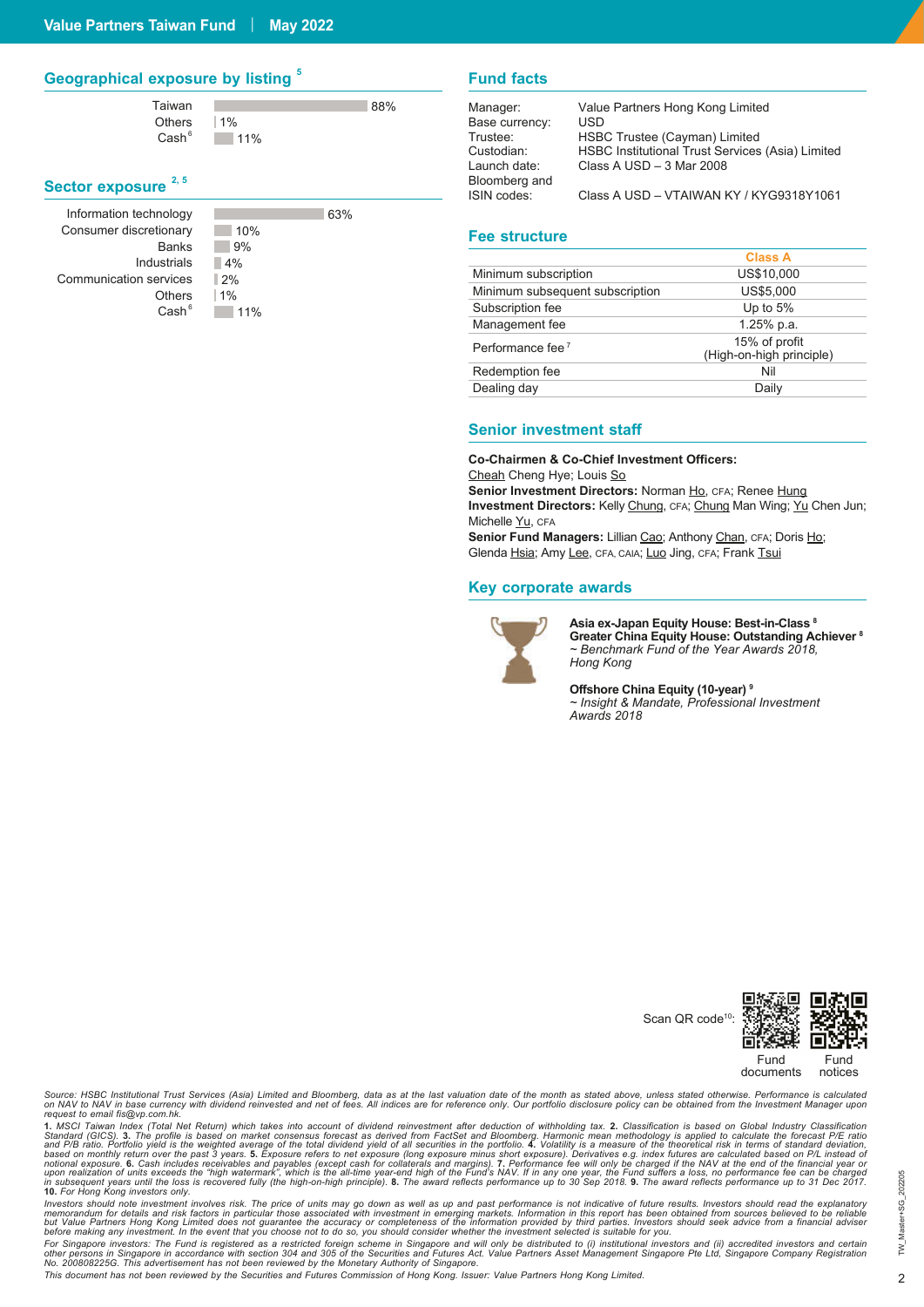## Geographical exposure by listing [5]

Taiwan 88%
Others 1%
Cash[6] 11%

## Sector exposure [2, 5]

Information technology 63%
Consumer discretionary 10%
Banks 9%
Industrials 4%
Communication services 2%
Others 1%
Cash[6] 11%

## Fund facts

| | |
|---|---|
| Manager: | Value Partners Hong Kong Limited |
| Base currency: | USD |
| Trustee: | HSBC Trustee (Cayman) Limited |
| Custodian: | HSBC Institutional Trust Services (Asia) Limited |
| Launch date: | Class A USD – 3 Mar 2008 |
| Bloomberg and ISIN codes: | Class A USD – VTAIWAN KY / KYG9318Y1061 |

## Fee structure

| | Class A |
|---|---|
| Minimum subscription | US$10,000 |
| Minimum subsequent subscription | US$5,000 |
| Subscription fee | Up to 5% |
| Management fee | 1.25% p.a. |
| Performance fee[7] | 15% of profit (High-on-high principle) |
| Redemption fee | Nil |
| Dealing day | Daily |

## Senior investment staff

**Co-Chairmen & Co-Chief Investment Officers:**
Cheah Cheng Hye; Louis So
**Senior Investment Directors:** Norman Ho, CFA; Renee Hung
**Investment Directors:** Kelly Chung, CFA; Chung Man Wing; Yu Chen Jun; Michelle Yu, CFA
**Senior Fund Managers:** Lillian Cao; Anthony Chan, CFA; Doris Ho; Glenda Hsia; Amy Lee, CFA, CAIA; Luo Jing, CFA; Frank Tsui

## Key corporate awards

**Asia ex-Japan Equity House: Best-in-Class [8]**
**Greater China Equity House: Outstanding Achiever [8]**
*~ Benchmark Fund of the Year Awards 2018, Hong Kong*

**Offshore China Equity (10-year) [9]**
*~ Insight & Mandate, Professional Investment Awards 2018*

Scan QR code[10]: Fund documents / Fund notices

*Source: HSBC Institutional Trust Services (Asia) Limited and Bloomberg, data as at the last valuation date of the month as stated above, unless stated otherwise. Performance is calculated on NAV to NAV in base currency with dividend reinvested and net of fees. All indices are for reference only. Our portfolio disclosure policy can be obtained from the Investment Manager upon request to email fis@vp.com.hk.*

***1.** MSCI Taiwan Index (Total Net Return) which takes into account of dividend reinvestment after deduction of withholding tax. **2.** Classification is based on Global Industry Classification Standard (GICS). **3.** The profile is based on market consensus forecast as derived from FactSet and Bloomberg. Harmonic mean methodology is applied to calculate the forecast P/E ratio and P/B ratio. Portfolio yield is the weighted average of the total dividend yield of all securities in the portfolio. **4.** Volatility is a measure of the theoretical risk in terms of standard deviation, based on monthly return over the past 3 years. **5.** Exposure refers to net exposure (long exposure minus short exposure). Derivatives e.g. index futures are calculated based on P/L instead of notional exposure. **6.** Cash includes receivables and payables (except cash for collaterals and margins). **7.** Performance fee will only be charged if the NAV at the end of the financial year or upon realization of units exceeds the "high watermark", which is the all-time year-end high of the Fund's NAV. If in any one year, the Fund suffers a loss, no performance fee can be charged in subsequent years until the loss is recovered fully (the high-on-high principle). **8.** The award reflects performance up to 30 Sep 2018. **9.** The award reflects performance up to 31 Dec 2017. **10.** For Hong Kong investors only.*

*Investors should note investment involves risk. The price of units may go down as well as up and past performance is not indicative of future results. Investors should read the explanatory memorandum for details and risk factors in particular those associated with investment in emerging markets. Information in this report has been obtained from sources believed to be reliable but Value Partners Hong Kong Limited does not guarantee the accuracy or completeness of the information provided by third parties. Investors should seek advice from a financial adviser before making any investment. In the event that you choose not to do so, you should consider whether the investment selected is suitable for you.*

*For Singapore investors: The Fund is registered as a restricted foreign scheme in Singapore and will only be distributed to (i) institutional investors and (ii) accredited investors and certain other persons in Singapore in accordance with section 304 and 305 of the Securities and Futures Act. Value Partners Asset Management Singapore Pte Ltd, Singapore Company Registration No. 200808225G. This advertisement has not been reviewed by the Monetary Authority of Singapore.*

*This document has not been reviewed by the Securities and Futures Commission of Hong Kong. Issuer: Value Partners Hong Kong Limited.*

TW_Master+SG_202205